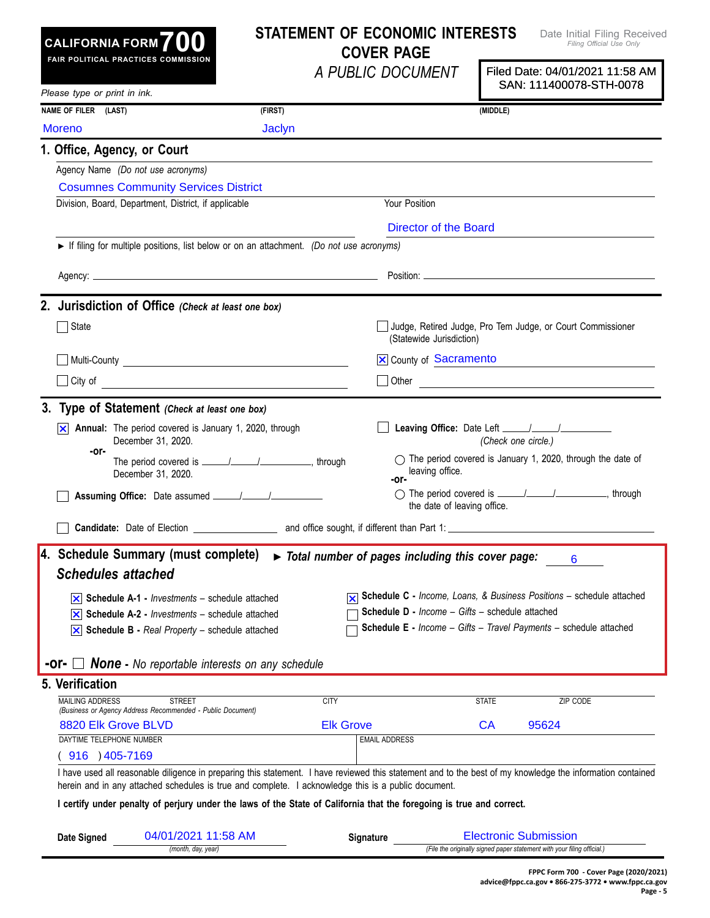**CALIFORNIA FORM 700**
**FAIR POLITICAL PRACTICES COMMISSION**

# STATEMENT OF ECONOMIC INTERESTS
## COVER PAGE
*A PUBLIC DOCUMENT*

Date Initial Filing Received
*Filing Official Use Only*

Filed Date: 04/01/2021 11:58 AM
SAN: 111400078-STH-0078

*Please type or print in ink.*

| NAME OF FILER (LAST) | (FIRST) | (MIDDLE) |
|---|---|---|
| Moreno | Jaclyn | |

## 1. Office, Agency, or Court

Agency Name *(Do not use acronyms)*

Cosumnes Community Services District

| Division, Board, Department, District, if applicable | Your Position |
|---|---|
| | Director of the Board |

► If filing for multiple positions, list below or on an attachment. *(Do not use acronyms)*

Agency: ____________________ Position: ____________________

## 2. Jurisdiction of Office *(Check at least one box)*

- [ ] State
- [ ] Judge, Retired Judge, Pro Tem Judge, or Court Commissioner (Statewide Jurisdiction)
- [ ] Multi-County ____________________
- [x] County of Sacramento
- [ ] City of ____________________
- [ ] Other ____________________

## 3. Type of Statement *(Check at least one box)*

- [x] **Annual:** The period covered is January 1, 2020, through December 31, 2020.
  **-or-**
  The period covered is ____/____/________, through December 31, 2020.
- [ ] **Assuming Office:** Date assumed ____/____/________
- [ ] **Leaving Office:** Date Left ____/____/________
  *(Check one circle.)*
  - ○ The period covered is January 1, 2020, through the date of leaving office.
  **-or-**
  - ○ The period covered is ____/____/________, through the date of leaving office.
- [ ] **Candidate:** Date of Election ____________ and office sought, if different than Part 1: ____________________

## 4. Schedule Summary (must complete) ► *Total number of pages including this cover page:* 6

***Schedules attached***

- [x] **Schedule A-1 -** *Investments* – schedule attached
- [x] **Schedule A-2 -** *Investments* – schedule attached
- [x] **Schedule B -** *Real Property* – schedule attached
- [x] **Schedule C -** *Income, Loans, & Business Positions* – schedule attached
- [ ] **Schedule D -** *Income – Gifts* – schedule attached
- [ ] **Schedule E -** *Income – Gifts – Travel Payments* – schedule attached

**-or-** [ ] ***None*** **-** *No reportable interests on any schedule*

## 5. Verification

| MAILING ADDRESS STREET *(Business or Agency Address Recommended - Public Document)* | CITY | STATE | ZIP CODE |
|---|---|---|---|
| 8820 Elk Grove BLVD | Elk Grove | CA | 95624 |

| DAYTIME TELEPHONE NUMBER | EMAIL ADDRESS |
|---|---|
| ( 916 ) 405-7169 | |

I have used all reasonable diligence in preparing this statement. I have reviewed this statement and to the best of my knowledge the information contained herein and in any attached schedules is true and complete. I acknowledge this is a public document.

**I certify under penalty of perjury under the laws of the State of California that the foregoing is true and correct.**

**Date Signed** 04/01/2021 11:58 AM *(month, day, year)*

**Signature** Electronic Submission *(File the originally signed paper statement with your filing official.)*

FPPC Form 700 - Cover Page (2020/2021)
advice@fppc.ca.gov • 866-275-3772 • www.fppc.ca.gov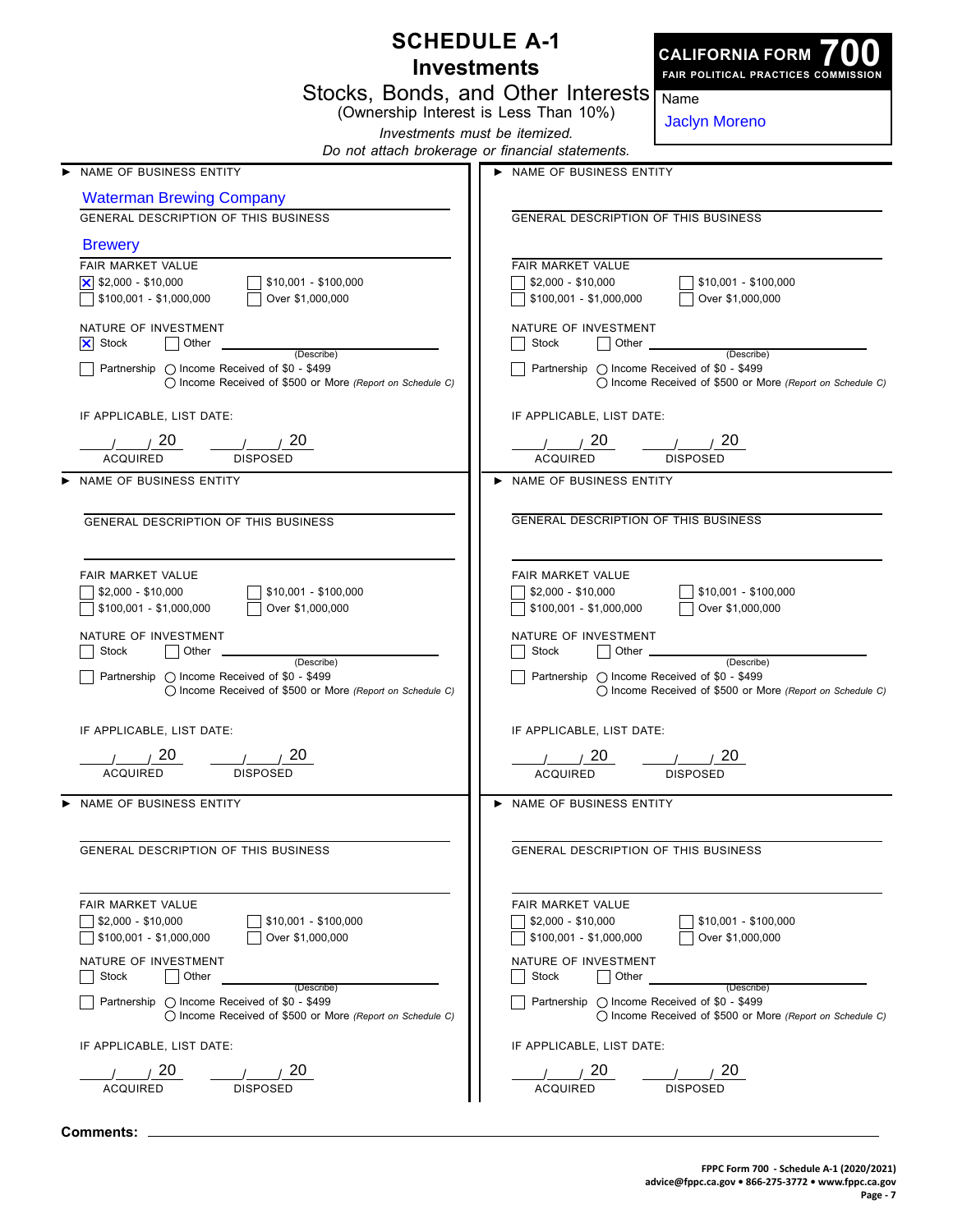# SCHEDULE A-1

## Investments

### Stocks, Bonds, and Other Interests

(Ownership Interest is Less Than 10%)

*Investments must be itemized.*

*Do not attach brokerage or financial statements.*

**CALIFORNIA FORM 700**
**FAIR POLITICAL PRACTICES COMMISSION**

Name: Jaclyn Moreno

---

► NAME OF BUSINESS ENTITY

Waterman Brewing Company

GENERAL DESCRIPTION OF THIS BUSINESS

Brewery

FAIR MARKET VALUE

- [x] $2,000 - $10,000
- [ ] $10,001 - $100,000
- [ ] $100,001 - $1,000,000
- [ ] Over $1,000,000

NATURE OF INVESTMENT

- [x] Stock
- [ ] Other ______ (Describe)
- [ ] Partnership ○ Income Received of $0 - $499 ○ Income Received of $500 or More *(Report on Schedule C)*

IF APPLICABLE, LIST DATE:

\_\_/\_\_/ 20\_\_ ACQUIRED    \_\_/\_\_/ 20\_\_ DISPOSED

---

► NAME OF BUSINESS ENTITY

GENERAL DESCRIPTION OF THIS BUSINESS

FAIR MARKET VALUE

- [ ] $2,000 - $10,000
- [ ] $10,001 - $100,000
- [ ] $100,001 - $1,000,000
- [ ] Over $1,000,000

NATURE OF INVESTMENT

- [ ] Stock
- [ ] Other ______ (Describe)
- [ ] Partnership ○ Income Received of $0 - $499 ○ Income Received of $500 or More *(Report on Schedule C)*

IF APPLICABLE, LIST DATE:

\_\_/\_\_/ 20\_\_ ACQUIRED    \_\_/\_\_/ 20\_\_ DISPOSED

---

► NAME OF BUSINESS ENTITY

GENERAL DESCRIPTION OF THIS BUSINESS

FAIR MARKET VALUE

- [ ] $2,000 - $10,000
- [ ] $10,001 - $100,000
- [ ] $100,001 - $1,000,000
- [ ] Over $1,000,000

NATURE OF INVESTMENT

- [ ] Stock
- [ ] Other ______ (Describe)
- [ ] Partnership ○ Income Received of $0 - $499 ○ Income Received of $500 or More *(Report on Schedule C)*

IF APPLICABLE, LIST DATE:

\_\_/\_\_/ 20\_\_ ACQUIRED    \_\_/\_\_/ 20\_\_ DISPOSED

---

► NAME OF BUSINESS ENTITY

GENERAL DESCRIPTION OF THIS BUSINESS

FAIR MARKET VALUE

- [ ] $2,000 - $10,000
- [ ] $10,001 - $100,000
- [ ] $100,001 - $1,000,000
- [ ] Over $1,000,000

NATURE OF INVESTMENT

- [ ] Stock
- [ ] Other ______ (Describe)
- [ ] Partnership ○ Income Received of $0 - $499 ○ Income Received of $500 or More *(Report on Schedule C)*

IF APPLICABLE, LIST DATE:

\_\_/\_\_/ 20\_\_ ACQUIRED    \_\_/\_\_/ 20\_\_ DISPOSED

---

► NAME OF BUSINESS ENTITY

GENERAL DESCRIPTION OF THIS BUSINESS

FAIR MARKET VALUE

- [ ] $2,000 - $10,000
- [ ] $10,001 - $100,000
- [ ] $100,001 - $1,000,000
- [ ] Over $1,000,000

NATURE OF INVESTMENT

- [ ] Stock
- [ ] Other ______ (Describe)
- [ ] Partnership ○ Income Received of $0 - $499 ○ Income Received of $500 or More *(Report on Schedule C)*

IF APPLICABLE, LIST DATE:

\_\_/\_\_/ 20\_\_ ACQUIRED    \_\_/\_\_/ 20\_\_ DISPOSED

---

► NAME OF BUSINESS ENTITY

GENERAL DESCRIPTION OF THIS BUSINESS

FAIR MARKET VALUE

- [ ] $2,000 - $10,000
- [ ] $10,001 - $100,000
- [ ] $100,001 - $1,000,000
- [ ] Over $1,000,000

NATURE OF INVESTMENT

- [ ] Stock
- [ ] Other ______ (Describe)
- [ ] Partnership ○ Income Received of $0 - $499 ○ Income Received of $500 or More *(Report on Schedule C)*

IF APPLICABLE, LIST DATE:

\_\_/\_\_/ 20\_\_ ACQUIRED    \_\_/\_\_/ 20\_\_ DISPOSED

---

**Comments:** \_\_\_\_\_\_\_\_\_\_\_\_\_\_\_\_\_\_\_\_

FPPC Form 700 - Schedule A-1 (2020/2021)
advice@fppc.ca.gov • 866-275-3772 • www.fppc.ca.gov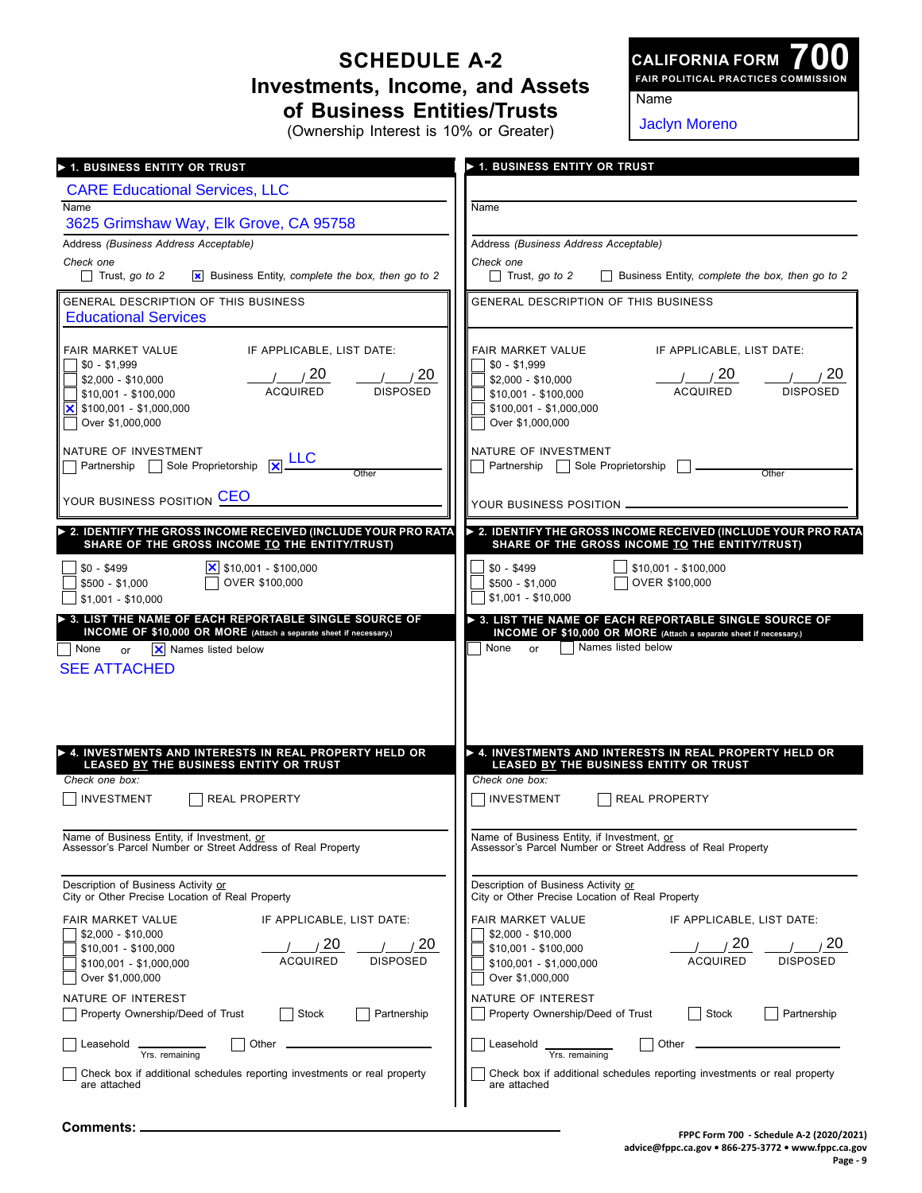# SCHEDULE A-2

## Investments, Income, and Assets of Business Entities/Trusts

(Ownership Interest is 10% or Greater)

**CALIFORNIA FORM 700**
**FAIR POLITICAL PRACTICES COMMISSION**

Name: Jaclyn Moreno

---

### ▶ 1. BUSINESS ENTITY OR TRUST

CARE Educational Services, LLC
Name

3625 Grimshaw Way, Elk Grove, CA 95758
Address *(Business Address Acceptable)*

*Check one*
- [ ] Trust, *go to 2*
- [x] Business Entity, *complete the box, then go to 2*

GENERAL DESCRIPTION OF THIS BUSINESS
Educational Services

FAIR MARKET VALUE
- [ ] $0 - $1,999
- [ ] $2,000 - $10,000
- [ ] $10,001 - $100,000
- [x] $100,001 - $1,000,000
- [ ] Over $1,000,000

IF APPLICABLE, LIST DATE:
\_\_/\_\_/ 20\_\_ ACQUIRED    \_\_/\_\_/ 20\_\_ DISPOSED

NATURE OF INVESTMENT
- [ ] Partnership
- [ ] Sole Proprietorship
- [x] LLC (Other)

YOUR BUSINESS POSITION: CEO

### ▶ 2. IDENTIFY THE GROSS INCOME RECEIVED (INCLUDE YOUR PRO RATA SHARE OF THE GROSS INCOME TO THE ENTITY/TRUST)

- [ ] $0 - $499
- [ ] $500 - $1,000
- [ ] $1,001 - $10,000
- [x] $10,001 - $100,000
- [ ] OVER $100,000

### ▶ 3. LIST THE NAME OF EACH REPORTABLE SINGLE SOURCE OF INCOME OF $10,000 OR MORE (Attach a separate sheet if necessary.)

- [ ] None or
- [x] Names listed below

SEE ATTACHED

### ▶ 4. INVESTMENTS AND INTERESTS IN REAL PROPERTY HELD OR LEASED BY THE BUSINESS ENTITY OR TRUST

*Check one box:*
- [ ] INVESTMENT
- [ ] REAL PROPERTY

Name of Business Entity, if Investment, or Assessor's Parcel Number or Street Address of Real Property

Description of Business Activity or City or Other Precise Location of Real Property

FAIR MARKET VALUE
- [ ] $2,000 - $10,000
- [ ] $10,001 - $100,000
- [ ] $100,001 - $1,000,000
- [ ] Over $1,000,000

IF APPLICABLE, LIST DATE:
\_\_/\_\_/ 20\_\_ ACQUIRED    \_\_/\_\_/ 20\_\_ DISPOSED

NATURE OF INTEREST
- [ ] Property Ownership/Deed of Trust
- [ ] Stock
- [ ] Partnership
- [ ] Leasehold \_\_\_\_\_ Yrs. remaining
- [ ] Other \_\_\_\_\_

- [ ] Check box if additional schedules reporting investments or real property are attached

---

### ▶ 1. BUSINESS ENTITY OR TRUST

Name

Address *(Business Address Acceptable)*

*Check one*
- [ ] Trust, *go to 2*
- [ ] Business Entity, *complete the box, then go to 2*

GENERAL DESCRIPTION OF THIS BUSINESS

FAIR MARKET VALUE
- [ ] $0 - $1,999
- [ ] $2,000 - $10,000
- [ ] $10,001 - $100,000
- [ ] $100,001 - $1,000,000
- [ ] Over $1,000,000

IF APPLICABLE, LIST DATE:
\_\_/\_\_/ 20\_\_ ACQUIRED    \_\_/\_\_/ 20\_\_ DISPOSED

NATURE OF INVESTMENT
- [ ] Partnership
- [ ] Sole Proprietorship
- [ ] \_\_\_\_\_ (Other)

YOUR BUSINESS POSITION

### ▶ 2. IDENTIFY THE GROSS INCOME RECEIVED (INCLUDE YOUR PRO RATA SHARE OF THE GROSS INCOME TO THE ENTITY/TRUST)

- [ ] $0 - $499
- [ ] $500 - $1,000
- [ ] $1,001 - $10,000
- [ ] $10,001 - $100,000
- [ ] OVER $100,000

### ▶ 3. LIST THE NAME OF EACH REPORTABLE SINGLE SOURCE OF INCOME OF $10,000 OR MORE (Attach a separate sheet if necessary.)

- [ ] None or
- [ ] Names listed below

### ▶ 4. INVESTMENTS AND INTERESTS IN REAL PROPERTY HELD OR LEASED BY THE BUSINESS ENTITY OR TRUST

*Check one box:*
- [ ] INVESTMENT
- [ ] REAL PROPERTY

Name of Business Entity, if Investment, or Assessor's Parcel Number or Street Address of Real Property

Description of Business Activity or City or Other Precise Location of Real Property

FAIR MARKET VALUE
- [ ] $2,000 - $10,000
- [ ] $10,001 - $100,000
- [ ] $100,001 - $1,000,000
- [ ] Over $1,000,000

IF APPLICABLE, LIST DATE:
\_\_/\_\_/ 20\_\_ ACQUIRED    \_\_/\_\_/ 20\_\_ DISPOSED

NATURE OF INTEREST
- [ ] Property Ownership/Deed of Trust
- [ ] Stock
- [ ] Partnership
- [ ] Leasehold \_\_\_\_\_ Yrs. remaining
- [ ] Other \_\_\_\_\_

- [ ] Check box if additional schedules reporting investments or real property are attached

---

**Comments:** \_\_\_\_\_\_\_\_\_\_\_\_\_\_\_\_\_\_\_\_

FPPC Form 700 - Schedule A-2 (2020/2021)
advice@fppc.ca.gov • 866-275-3772 • www.fppc.ca.gov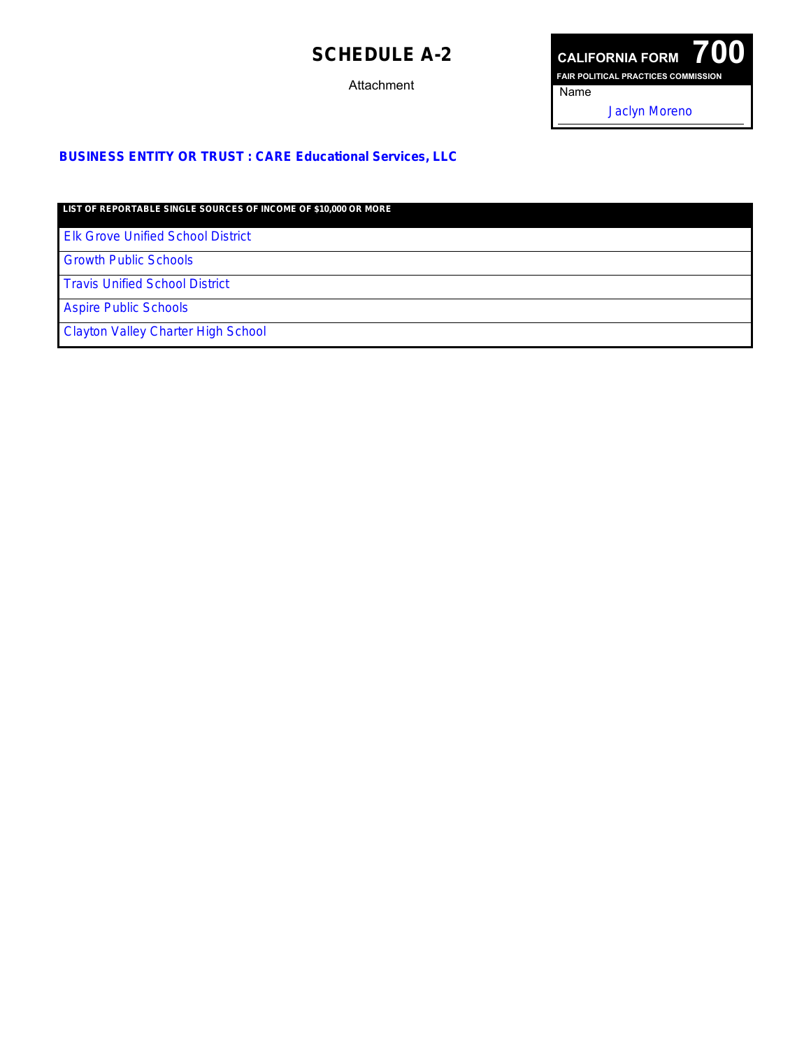# SCHEDULE A-2

Attachment

**CALIFORNIA FORM 700**
**FAIR POLITICAL PRACTICES COMMISSION**

Name

Jaclyn Moreno

**BUSINESS ENTITY OR TRUST : CARE Educational Services, LLC**

| LIST OF REPORTABLE SINGLE SOURCES OF INCOME OF $10,000 OR MORE |
| --- |
| Elk Grove Unified School District |
| Growth Public Schools |
| Travis Unified School District |
| Aspire Public Schools |
| Clayton Valley Charter High School |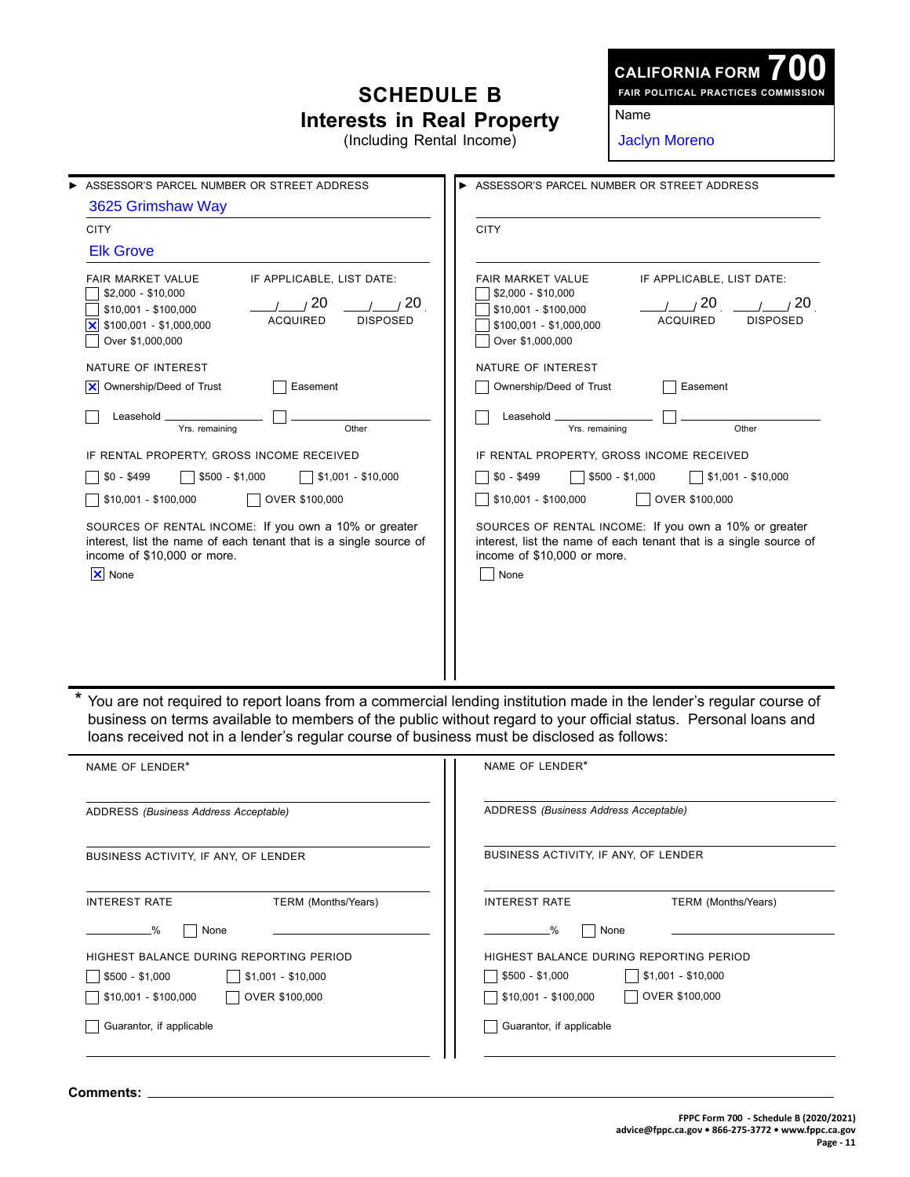# SCHEDULE B
## Interests in Real Property
(Including Rental Income)

**CALIFORNIA FORM 700**
FAIR POLITICAL PRACTICES COMMISSION

Name
Jaclyn Moreno

---

**► ASSESSOR'S PARCEL NUMBER OR STREET ADDRESS**
3625 Grimshaw Way

CITY
Elk Grove

FAIR MARKET VALUE
- [ ] $2,000 - $10,000
- [ ] $10,001 - $100,000
- [x] $100,001 - $1,000,000
- [ ] Over $1,000,000

IF APPLICABLE, LIST DATE:
\_\_\_/\_\_\_/ 20\_\_\_ ACQUIRED  \_\_\_/\_\_\_/ 20\_\_\_ DISPOSED

NATURE OF INTEREST
- [x] Ownership/Deed of Trust
- [ ] Easement
- [ ] Leasehold \_\_\_\_\_\_ Yrs. remaining
- [ ] \_\_\_\_\_\_ Other

IF RENTAL PROPERTY, GROSS INCOME RECEIVED
- [ ] $0 - $499
- [ ] $500 - $1,000
- [ ] $1,001 - $10,000
- [ ] $10,001 - $100,000
- [ ] OVER $100,000

SOURCES OF RENTAL INCOME: If you own a 10% or greater interest, list the name of each tenant that is a single source of income of $10,000 or more.
- [x] None

---

**► ASSESSOR'S PARCEL NUMBER OR STREET ADDRESS**

CITY

FAIR MARKET VALUE
- [ ] $2,000 - $10,000
- [ ] $10,001 - $100,000
- [ ] $100,001 - $1,000,000
- [ ] Over $1,000,000

IF APPLICABLE, LIST DATE:
\_\_\_/\_\_\_/ 20\_\_\_ ACQUIRED  \_\_\_/\_\_\_/ 20\_\_\_ DISPOSED

NATURE OF INTEREST
- [ ] Ownership/Deed of Trust
- [ ] Easement
- [ ] Leasehold \_\_\_\_\_\_ Yrs. remaining
- [ ] \_\_\_\_\_\_ Other

IF RENTAL PROPERTY, GROSS INCOME RECEIVED
- [ ] $0 - $499
- [ ] $500 - $1,000
- [ ] $1,001 - $10,000
- [ ] $10,001 - $100,000
- [ ] OVER $100,000

SOURCES OF RENTAL INCOME: If you own a 10% or greater interest, list the name of each tenant that is a single source of income of $10,000 or more.
- [ ] None

---

\* You are not required to report loans from a commercial lending institution made in the lender's regular course of business on terms available to members of the public without regard to your official status. Personal loans and loans received not in a lender's regular course of business must be disclosed as follows:

NAME OF LENDER*

ADDRESS *(Business Address Acceptable)*

BUSINESS ACTIVITY, IF ANY, OF LENDER

INTEREST RATE \_\_\_\_\_\_% [ ] None  TERM (Months/Years) \_\_\_\_\_\_

HIGHEST BALANCE DURING REPORTING PERIOD
- [ ] $500 - $1,000
- [ ] $1,001 - $10,000
- [ ] $10,001 - $100,000
- [ ] OVER $100,000

- [ ] Guarantor, if applicable

---

NAME OF LENDER*

ADDRESS *(Business Address Acceptable)*

BUSINESS ACTIVITY, IF ANY, OF LENDER

INTEREST RATE \_\_\_\_\_\_% [ ] None  TERM (Months/Years) \_\_\_\_\_\_

HIGHEST BALANCE DURING REPORTING PERIOD
- [ ] $500 - $1,000
- [ ] $1,001 - $10,000
- [ ] $10,001 - $100,000
- [ ] OVER $100,000

- [ ] Guarantor, if applicable

---

**Comments:** \_\_\_\_\_\_\_\_\_\_\_\_\_\_\_\_\_\_\_\_

FPPC Form 700 - Schedule B (2020/2021)
advice@fppc.ca.gov • 866-275-3772 • www.fppc.ca.gov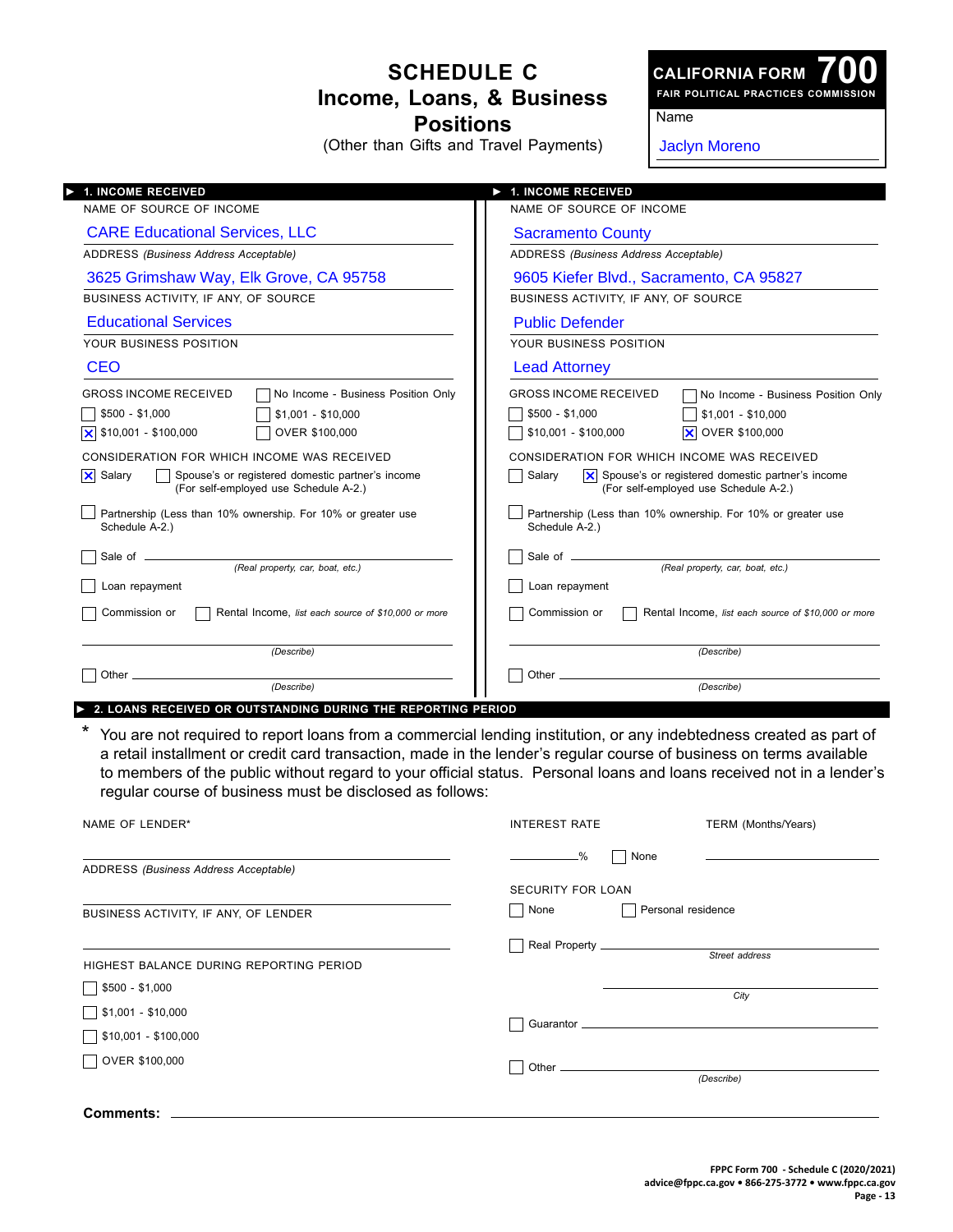# SCHEDULE C
# Income, Loans, & Business Positions
(Other than Gifts and Travel Payments)

**CALIFORNIA FORM 700**
FAIR POLITICAL PRACTICES COMMISSION

Name
Jaclyn Moreno

## ▶ 1. INCOME RECEIVED

NAME OF SOURCE OF INCOME
CARE Educational Services, LLC

ADDRESS *(Business Address Acceptable)*
3625 Grimshaw Way, Elk Grove, CA 95758

BUSINESS ACTIVITY, IF ANY, OF SOURCE
Educational Services

YOUR BUSINESS POSITION
CEO

GROSS INCOME RECEIVED
- ☐ No Income - Business Position Only
- ☐ $500 - $1,000
- ☐ $1,001 - $10,000
- ☒ $10,001 - $100,000
- ☐ OVER $100,000

CONSIDERATION FOR WHICH INCOME WAS RECEIVED
- ☒ Salary
- ☐ Spouse's or registered domestic partner's income (For self-employed use Schedule A-2.)
- ☐ Partnership (Less than 10% ownership. For 10% or greater use Schedule A-2.)
- ☐ Sale of ______________ *(Real property, car, boat, etc.)*
- ☐ Loan repayment
- ☐ Commission or ☐ Rental Income, *list each source of $10,000 or more*

______________ *(Describe)*

- ☐ Other ______________ *(Describe)*

## ▶ 1. INCOME RECEIVED

NAME OF SOURCE OF INCOME
Sacramento County

ADDRESS *(Business Address Acceptable)*
9605 Kiefer Blvd., Sacramento, CA 95827

BUSINESS ACTIVITY, IF ANY, OF SOURCE
Public Defender

YOUR BUSINESS POSITION
Lead Attorney

GROSS INCOME RECEIVED
- ☐ No Income - Business Position Only
- ☐ $500 - $1,000
- ☐ $1,001 - $10,000
- ☐ $10,001 - $100,000
- ☒ OVER $100,000

CONSIDERATION FOR WHICH INCOME WAS RECEIVED
- ☐ Salary
- ☒ Spouse's or registered domestic partner's income (For self-employed use Schedule A-2.)
- ☐ Partnership (Less than 10% ownership. For 10% or greater use Schedule A-2.)
- ☐ Sale of ______________ *(Real property, car, boat, etc.)*
- ☐ Loan repayment
- ☐ Commission or ☐ Rental Income, *list each source of $10,000 or more*

______________ *(Describe)*

- ☐ Other ______________ *(Describe)*

## ▶ 2. LOANS RECEIVED OR OUTSTANDING DURING THE REPORTING PERIOD

\* You are not required to report loans from a commercial lending institution, or any indebtedness created as part of a retail installment or credit card transaction, made in the lender's regular course of business on terms available to members of the public without regard to your official status. Personal loans and loans received not in a lender's regular course of business must be disclosed as follows:

NAME OF LENDER*
______________

ADDRESS *(Business Address Acceptable)*
______________

BUSINESS ACTIVITY, IF ANY, OF LENDER
______________

HIGHEST BALANCE DURING REPORTING PERIOD
- ☐ $500 - $1,000
- ☐ $1,001 - $10,000
- ☐ $10,001 - $100,000
- ☐ OVER $100,000

INTEREST RATE
______% ☐ None

TERM (Months/Years)
______________

SECURITY FOR LOAN
- ☐ None
- ☐ Personal residence
- ☐ Real Property ______________ *Street address*

______________ *City*

- ☐ Guarantor ______________
- ☐ Other ______________ *(Describe)*

**Comments:** ______________

FPPC Form 700 - Schedule C (2020/2021)
advice@fppc.ca.gov • 866-275-3772 • www.fppc.ca.gov